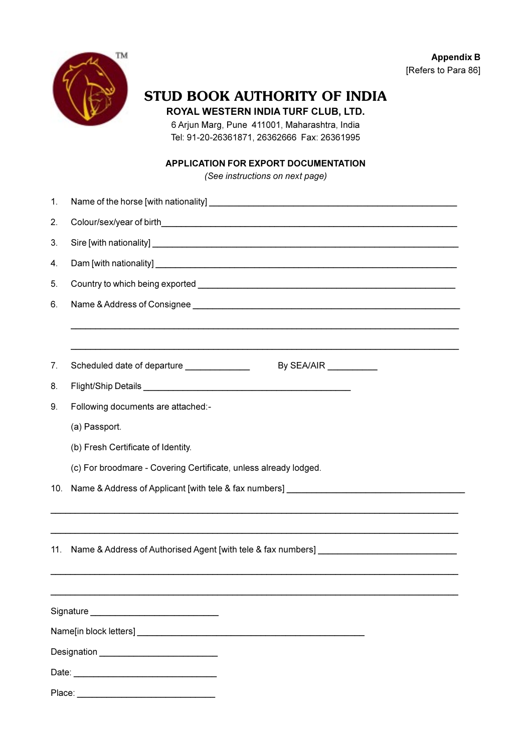**Appendix B**
[Refers to Para 86]

# STUD BOOK AUTHORITY OF INDIA

**ROYAL WESTERN INDIA TURF CLUB, LTD.**

6 Arjun Marg, Pune 411001, Maharashtra, India

Tel: 91-20-26361871, 26362666 Fax: 26361995

## APPLICATION FOR EXPORT DOCUMENTATION

*(See instructions on next page)*

1. Name of the horse [with nationality] ____________________________________________

2. Colour/sex/year of birth____________________________________________________

3. Sire [with nationality] ______________________________________________________

4. Dam [with nationality] _____________________________________________________

5. Country to which being exported _____________________________________________

6. Name & Address of Consignee _______________________________________________

   ________________________________________________________________________

   ________________________________________________________________________

7. Scheduled date of departure ____________ By SEA/AIR __________

8. Flight/Ship Details ______________________________________

9. Following documents are attached:-

   (a) Passport.

   (b) Fresh Certificate of Identity.

   (c) For broodmare - Covering Certificate, unless already lodged.

10. Name & Address of Applicant [with tele & fax numbers] _______________________________

________________________________________________________________________

________________________________________________________________________

11. Name & Address of Authorised Agent [with tele & fax numbers] __________________________

________________________________________________________________________

________________________________________________________________________

Signature _________________________

Name[in block letters] ____________________________________________

Designation _______________________

Date: ____________________________

Place: ___________________________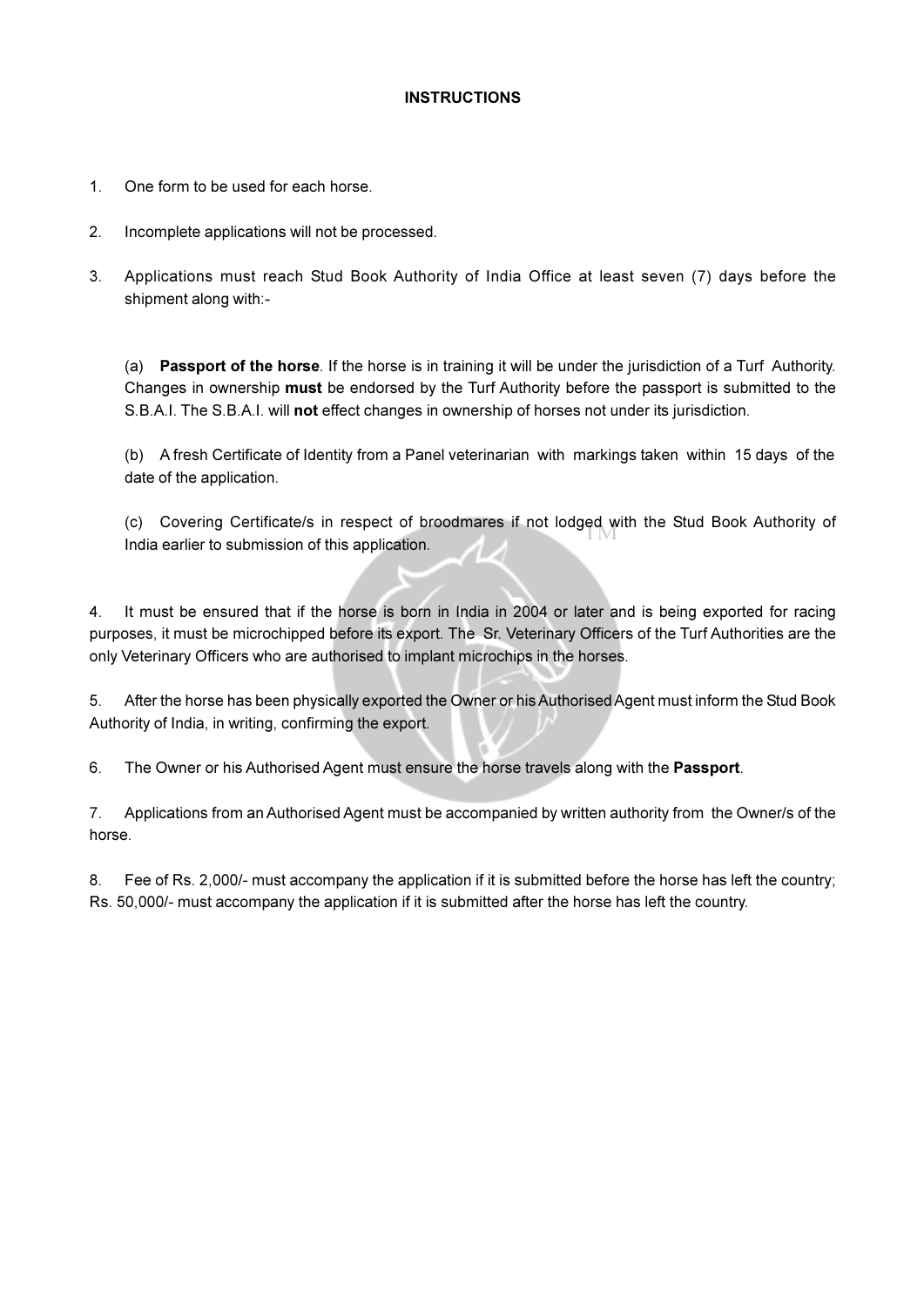## INSTRUCTIONS

1. One form to be used for each horse.

2. Incomplete applications will not be processed.

3. Applications must reach Stud Book Authority of India Office at least seven (7) days before the shipment along with:-

   (a) **Passport of the horse**. If the horse is in training it will be under the jurisdiction of a Turf Authority. Changes in ownership **must** be endorsed by the Turf Authority before the passport is submitted to the S.B.A.I. The S.B.A.I. will **not** effect changes in ownership of horses not under its jurisdiction.

   (b) A fresh Certificate of Identity from a Panel veterinarian with markings taken within 15 days of the date of the application.

   (c) Covering Certificate/s in respect of broodmares if not lodged with the Stud Book Authority of India earlier to submission of this application.

4. It must be ensured that if the horse is born in India in 2004 or later and is being exported for racing purposes, it must be microchipped before its export. The Sr. Veterinary Officers of the Turf Authorities are the only Veterinary Officers who are authorised to implant microchips in the horses.

5. After the horse has been physically exported the Owner or his Authorised Agent must inform the Stud Book Authority of India, in writing, confirming the export.

6. The Owner or his Authorised Agent must ensure the horse travels along with the **Passport**.

7. Applications from an Authorised Agent must be accompanied by written authority from the Owner/s of the horse.

8. Fee of Rs. 2,000/- must accompany the application if it is submitted before the horse has left the country; Rs. 50,000/- must accompany the application if it is submitted after the horse has left the country.